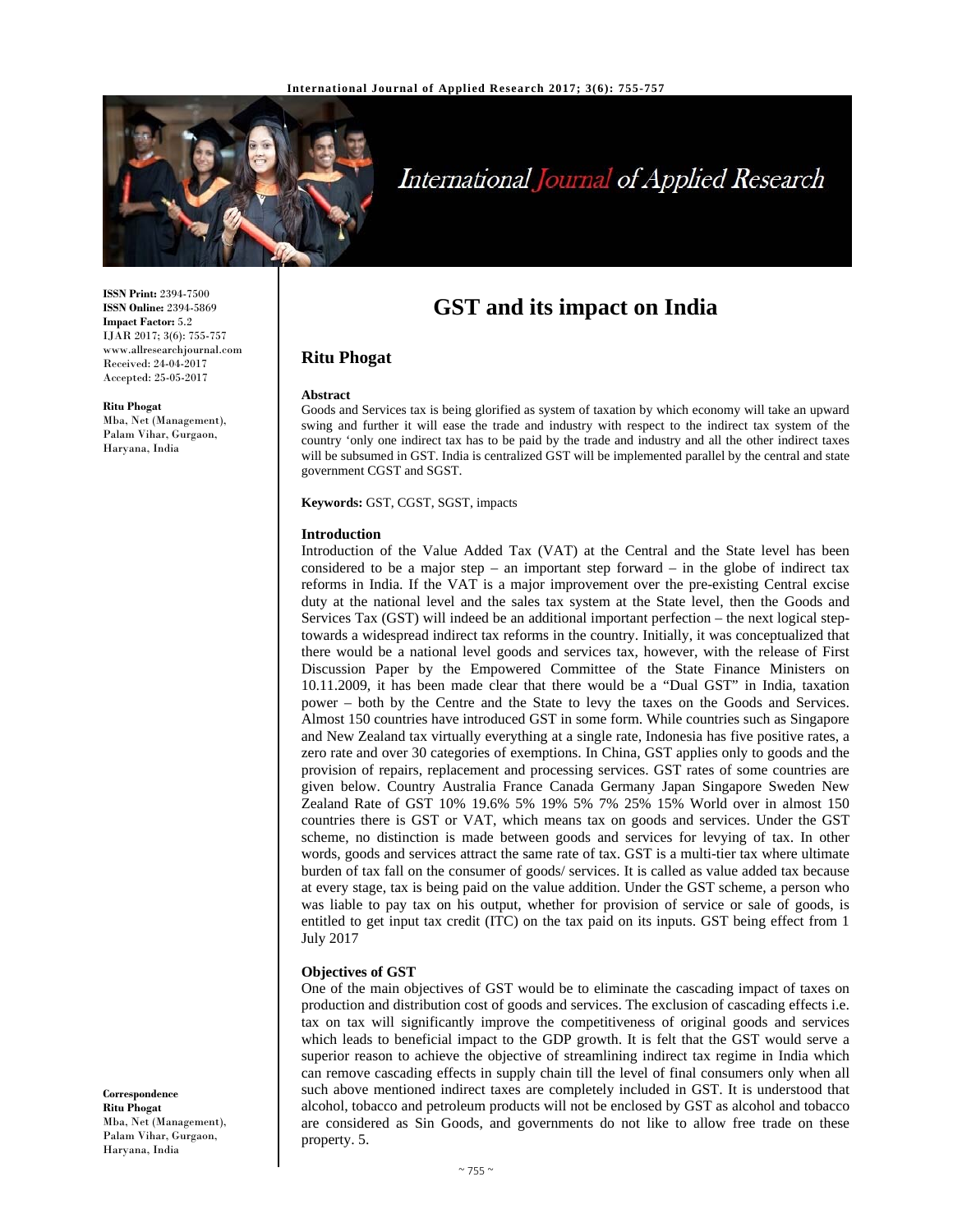# GST and its impact on India

**Ritu Phogat**

**ISSN Print:** 2394-7500
**ISSN Online:** 2394-5869
**Impact Factor:** 5.2
IJAR 2017; 3(6): 755-757
www.allresearchjournal.com
Received: 24-04-2017
Accepted: 25-05-2017

**Ritu Phogat**
Mba, Net (Management), Palam Vihar, Gurgaon, Haryana, India

**Correspondence**
**Ritu Phogat**
Mba, Net (Management), Palam Vihar, Gurgaon, Haryana, India

### Abstract

Goods and Services tax is being glorified as system of taxation by which economy will take an upward swing and further it will ease the trade and industry with respect to the indirect tax system of the country 'only one indirect tax has to be paid by the trade and industry and all the other indirect taxes will be subsumed in GST. India is centralized GST will be implemented parallel by the central and state government CGST and SGST.

**Keywords:** GST, CGST, SGST, impacts

### Introduction

Introduction of the Value Added Tax (VAT) at the Central and the State level has been considered to be a major step – an important step forward – in the globe of indirect tax reforms in India. If the VAT is a major improvement over the pre-existing Central excise duty at the national level and the sales tax system at the State level, then the Goods and Services Tax (GST) will indeed be an additional important perfection – the next logical step-towards a widespread indirect tax reforms in the country. Initially, it was conceptualized that there would be a national level goods and services tax, however, with the release of First Discussion Paper by the Empowered Committee of the State Finance Ministers on 10.11.2009, it has been made clear that there would be a "Dual GST" in India, taxation power – both by the Centre and the State to levy the taxes on the Goods and Services. Almost 150 countries have introduced GST in some form. While countries such as Singapore and New Zealand tax virtually everything at a single rate, Indonesia has five positive rates, a zero rate and over 30 categories of exemptions. In China, GST applies only to goods and the provision of repairs, replacement and processing services. GST rates of some countries are given below. Country Australia France Canada Germany Japan Singapore Sweden New Zealand Rate of GST 10% 19.6% 5% 19% 5% 7% 25% 15% World over in almost 150 countries there is GST or VAT, which means tax on goods and services. Under the GST scheme, no distinction is made between goods and services for levying of tax. In other words, goods and services attract the same rate of tax. GST is a multi-tier tax where ultimate burden of tax fall on the consumer of goods/ services. It is called as value added tax because at every stage, tax is being paid on the value addition. Under the GST scheme, a person who was liable to pay tax on his output, whether for provision of service or sale of goods, is entitled to get input tax credit (ITC) on the tax paid on its inputs. GST being effect from 1 July 2017

### Objectives of GST

One of the main objectives of GST would be to eliminate the cascading impact of taxes on production and distribution cost of goods and services. The exclusion of cascading effects i.e. tax on tax will significantly improve the competitiveness of original goods and services which leads to beneficial impact to the GDP growth. It is felt that the GST would serve a superior reason to achieve the objective of streamlining indirect tax regime in India which can remove cascading effects in supply chain till the level of final consumers only when all such above mentioned indirect taxes are completely included in GST. It is understood that alcohol, tobacco and petroleum products will not be enclosed by GST as alcohol and tobacco are considered as Sin Goods, and governments do not like to allow free trade on these property. 5.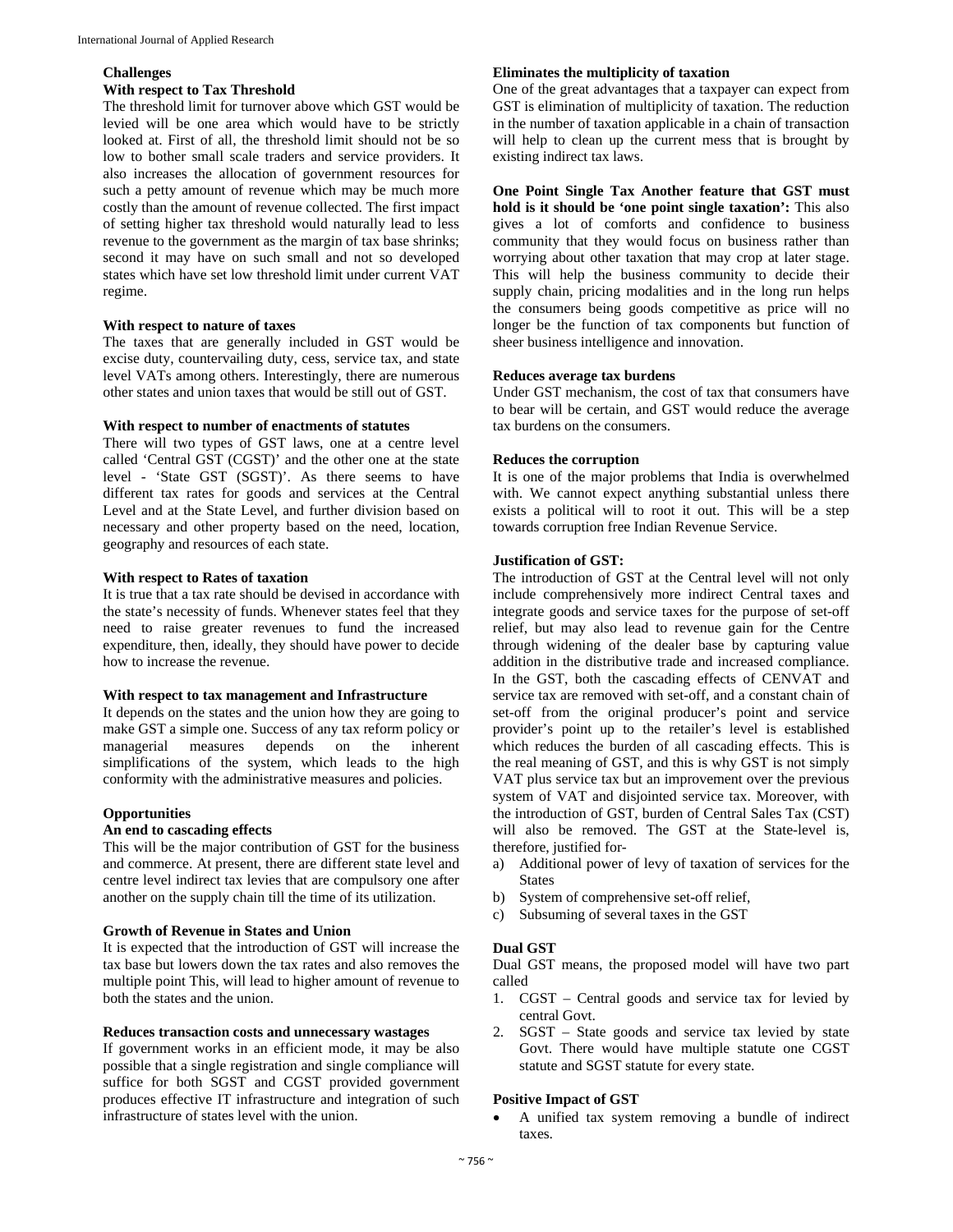### Challenges

#### With respect to Tax Threshold

The threshold limit for turnover above which GST would be levied will be one area which would have to be strictly looked at. First of all, the threshold limit should not be so low to bother small scale traders and service providers. It also increases the allocation of government resources for such a petty amount of revenue which may be much more costly than the amount of revenue collected. The first impact of setting higher tax threshold would naturally lead to less revenue to the government as the margin of tax base shrinks; second it may have on such small and not so developed states which have set low threshold limit under current VAT regime.

#### With respect to nature of taxes

The taxes that are generally included in GST would be excise duty, countervailing duty, cess, service tax, and state level VATs among others. Interestingly, there are numerous other states and union taxes that would be still out of GST.

#### With respect to number of enactments of statutes

There will two types of GST laws, one at a centre level called 'Central GST (CGST)' and the other one at the state level - 'State GST (SGST)'. As there seems to have different tax rates for goods and services at the Central Level and at the State Level, and further division based on necessary and other property based on the need, location, geography and resources of each state.

#### With respect to Rates of taxation

It is true that a tax rate should be devised in accordance with the state's necessity of funds. Whenever states feel that they need to raise greater revenues to fund the increased expenditure, then, ideally, they should have power to decide how to increase the revenue.

#### With respect to tax management and Infrastructure

It depends on the states and the union how they are going to make GST a simple one. Success of any tax reform policy or managerial measures depends on the inherent simplifications of the system, which leads to the high conformity with the administrative measures and policies.

### Opportunities

#### An end to cascading effects

This will be the major contribution of GST for the business and commerce. At present, there are different state level and centre level indirect tax levies that are compulsory one after another on the supply chain till the time of its utilization.

#### Growth of Revenue in States and Union

It is expected that the introduction of GST will increase the tax base but lowers down the tax rates and also removes the multiple point This, will lead to higher amount of revenue to both the states and the union.

#### Reduces transaction costs and unnecessary wastages

If government works in an efficient mode, it may be also possible that a single registration and single compliance will suffice for both SGST and CGST provided government produces effective IT infrastructure and integration of such infrastructure of states level with the union.

#### Eliminates the multiplicity of taxation

One of the great advantages that a taxpayer can expect from GST is elimination of multiplicity of taxation. The reduction in the number of taxation applicable in a chain of transaction will help to clean up the current mess that is brought by existing indirect tax laws.

**One Point Single Tax Another feature that GST must hold is it should be 'one point single taxation':** This also gives a lot of comforts and confidence to business community that they would focus on business rather than worrying about other taxation that may crop at later stage. This will help the business community to decide their supply chain, pricing modalities and in the long run helps the consumers being goods competitive as price will no longer be the function of tax components but function of sheer business intelligence and innovation.

#### Reduces average tax burdens

Under GST mechanism, the cost of tax that consumers have to bear will be certain, and GST would reduce the average tax burdens on the consumers.

#### Reduces the corruption

It is one of the major problems that India is overwhelmed with. We cannot expect anything substantial unless there exists a political will to root it out. This will be a step towards corruption free Indian Revenue Service.

#### Justification of GST:

The introduction of GST at the Central level will not only include comprehensively more indirect Central taxes and integrate goods and service taxes for the purpose of set-off relief, but may also lead to revenue gain for the Centre through widening of the dealer base by capturing value addition in the distributive trade and increased compliance. In the GST, both the cascading effects of CENVAT and service tax are removed with set-off, and a constant chain of set-off from the original producer's point and service provider's point up to the retailer's level is established which reduces the burden of all cascading effects. This is the real meaning of GST, and this is why GST is not simply VAT plus service tax but an improvement over the previous system of VAT and disjointed service tax. Moreover, with the introduction of GST, burden of Central Sales Tax (CST) will also be removed. The GST at the State-level is, therefore, justified for-

a) Additional power of levy of taxation of services for the States
b) System of comprehensive set-off relief,
c) Subsuming of several taxes in the GST

#### Dual GST

Dual GST means, the proposed model will have two part called

1. CGST – Central goods and service tax for levied by central Govt.
2. SGST – State goods and service tax levied by state Govt. There would have multiple statute one CGST statute and SGST statute for every state.

#### Positive Impact of GST

- A unified tax system removing a bundle of indirect taxes.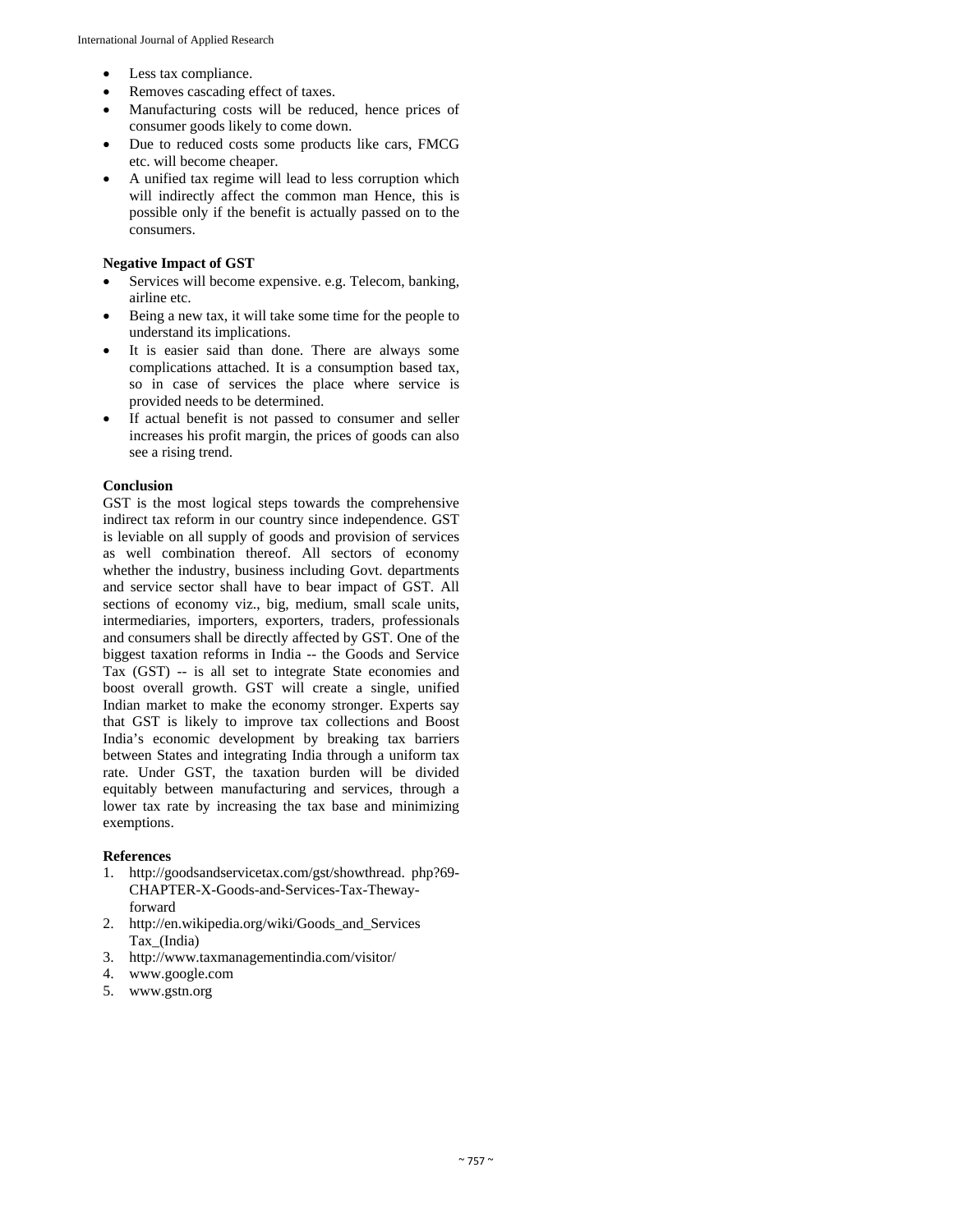- Less tax compliance.
- Removes cascading effect of taxes.
- Manufacturing costs will be reduced, hence prices of consumer goods likely to come down.
- Due to reduced costs some products like cars, FMCG etc. will become cheaper.
- A unified tax regime will lead to less corruption which will indirectly affect the common man Hence, this is possible only if the benefit is actually passed on to the consumers.

**Negative Impact of GST**

- Services will become expensive. e.g. Telecom, banking, airline etc.
- Being a new tax, it will take some time for the people to understand its implications.
- It is easier said than done. There are always some complications attached. It is a consumption based tax, so in case of services the place where service is provided needs to be determined.
- If actual benefit is not passed to consumer and seller increases his profit margin, the prices of goods can also see a rising trend.

**Conclusion**

GST is the most logical steps towards the comprehensive indirect tax reform in our country since independence. GST is leviable on all supply of goods and provision of services as well combination thereof. All sectors of economy whether the industry, business including Govt. departments and service sector shall have to bear impact of GST. All sections of economy viz., big, medium, small scale units, intermediaries, importers, exporters, traders, professionals and consumers shall be directly affected by GST. One of the biggest taxation reforms in India -- the Goods and Service Tax (GST) -- is all set to integrate State economies and boost overall growth. GST will create a single, unified Indian market to make the economy stronger. Experts say that GST is likely to improve tax collections and Boost India's economic development by breaking tax barriers between States and integrating India through a uniform tax rate. Under GST, the taxation burden will be divided equitably between manufacturing and services, through a lower tax rate by increasing the tax base and minimizing exemptions.

**References**

1. http://goodsandservicetax.com/gst/showthread. php?69-CHAPTER-X-Goods-and-Services-Tax-Theway-forward
2. http://en.wikipedia.org/wiki/Goods_and_Services Tax_(India)
3. http://www.taxmanagementindia.com/visitor/
4. www.google.com
5. www.gstn.org